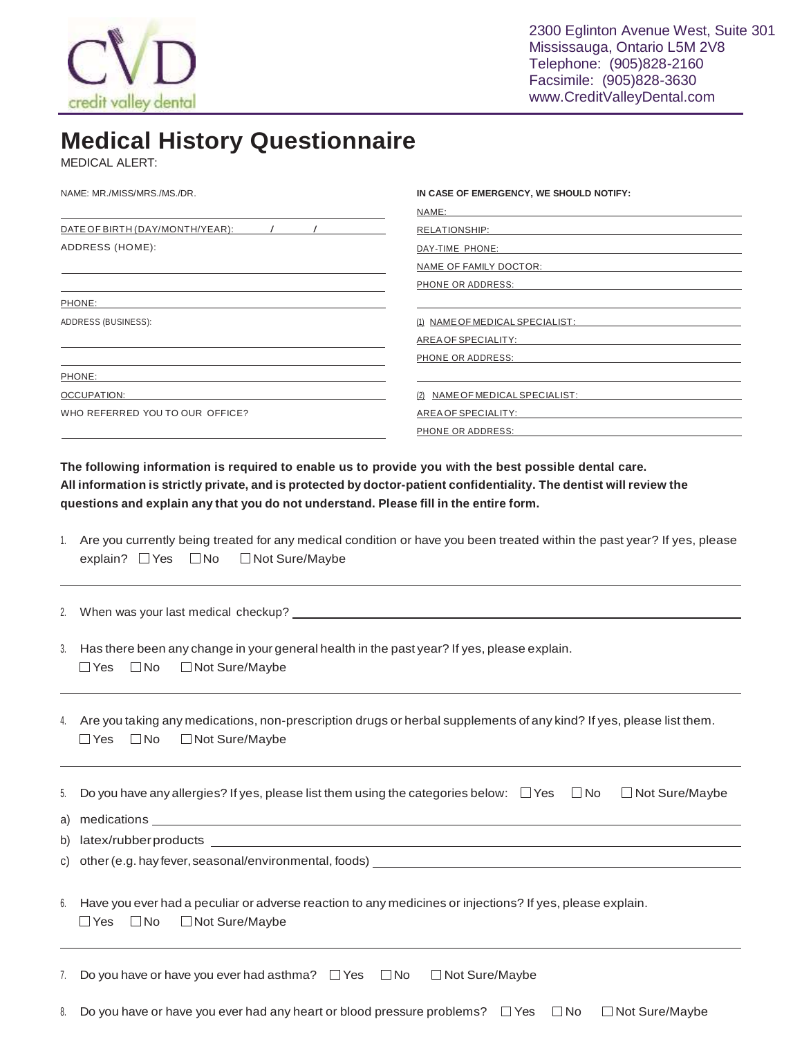credit valley dental

2300 Eglinton Avenue West, Suite 301
Mississauga, Ontario L5M 2V8
Telephone: (905)828-2160
Facsimile: (905)828-3630
www.CreditValleyDental.com

# Medical History Questionnaire

MEDICAL ALERT:

NAME: MR./MISS/MRS./MS./DR.

DATE OF BIRTH (DAY/MONTH/YEAR): / /

ADDRESS (HOME):

PHONE:

ADDRESS (BUSINESS):

PHONE:

OCCUPATION:

WHO REFERRED YOU TO OUR OFFICE?

**IN CASE OF EMERGENCY, WE SHOULD NOTIFY:**

NAME:

RELATIONSHIP:

DAY-TIME PHONE:

NAME OF FAMILY DOCTOR:

PHONE OR ADDRESS:

(1) NAME OF MEDICAL SPECIALIST:

AREA OF SPECIALITY:

PHONE OR ADDRESS:

(2) NAME OF MEDICAL SPECIALIST:

AREA OF SPECIALITY:

PHONE OR ADDRESS:

**The following information is required to enable us to provide you with the best possible dental care. All information is strictly private, and is protected by doctor-patient confidentiality. The dentist will review the questions and explain any that you do not understand. Please fill in the entire form.**

1. Are you currently being treated for any medical condition or have you been treated within the past year? If yes, please explain? ☐ Yes ☐ No ☐ Not Sure/Maybe

2. When was your last medical checkup?

3. Has there been any change in your general health in the past year? If yes, please explain.
   ☐ Yes ☐ No ☐ Not Sure/Maybe

4. Are you taking any medications, non-prescription drugs or herbal supplements of any kind? If yes, please list them.
   ☐ Yes ☐ No ☐ Not Sure/Maybe

5. Do you have any allergies? If yes, please list them using the categories below: ☐ Yes ☐ No ☐ Not Sure/Maybe

   a) medications
   b) latex/rubber products
   c) other (e.g. hay fever, seasonal/environmental, foods)

6. Have you ever had a peculiar or adverse reaction to any medicines or injections? If yes, please explain.
   ☐ Yes ☐ No ☐ Not Sure/Maybe

7. Do you have or have you ever had asthma? ☐ Yes ☐ No ☐ Not Sure/Maybe

8. Do you have or have you ever had any heart or blood pressure problems? ☐ Yes ☐ No ☐ Not Sure/Maybe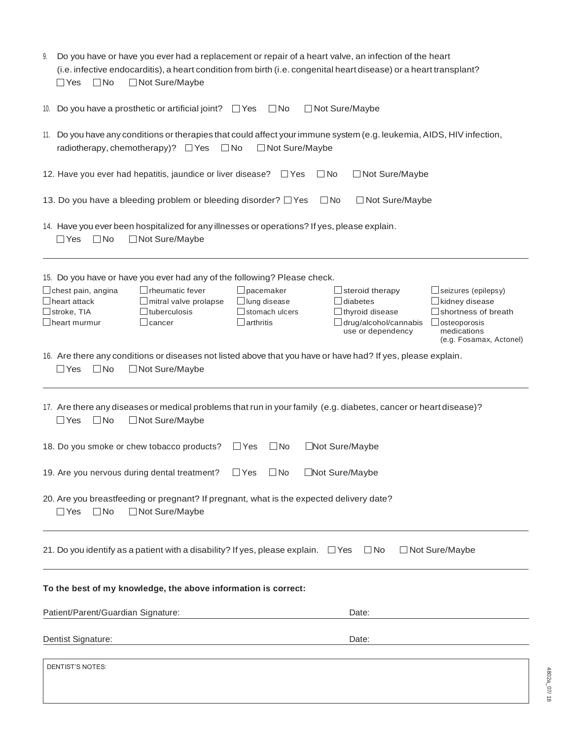9. Do you have or have you ever had a replacement or repair of a heart valve, an infection of the heart (i.e. infective endocarditis), a heart condition from birth (i.e. congenital heart disease) or a heart transplant?
☐ Yes ☐ No ☐ Not Sure/Maybe

10. Do you have a prosthetic or artificial joint? ☐ Yes ☐ No ☐ Not Sure/Maybe

11. Do you have any conditions or therapies that could affect your immune system (e.g. leukemia, AIDS, HIV infection, radiotherapy, chemotherapy)? ☐ Yes ☐ No ☐ Not Sure/Maybe

12. Have you ever had hepatitis, jaundice or liver disease? ☐ Yes ☐ No ☐ Not Sure/Maybe

13. Do you have a bleeding problem or bleeding disorder? ☐ Yes ☐ No ☐ Not Sure/Maybe

14. Have you ever been hospitalized for any illnesses or operations? If yes, please explain.
☐ Yes ☐ No ☐ Not Sure/Maybe

15. Do you have or have you ever had any of the following? Please check.

| | | | | |
|---|---|---|---|---|
| ☐ chest pain, angina | ☐ rheumatic fever | ☐ pacemaker | ☐ steroid therapy | ☐ seizures (epilepsy) |
| ☐ heart attack | ☐ mitral valve prolapse | ☐ lung disease | ☐ diabetes | ☐ kidney disease |
| ☐ stroke, TIA | ☐ tuberculosis | ☐ stomach ulcers | ☐ thyroid disease | ☐ shortness of breath |
| ☐ heart murmur | ☐ cancer | ☐ arthritis | ☐ drug/alcohol/cannabis use or dependency | ☐ osteoporosis medications (e.g. Fosamax, Actonel) |

16. Are there any conditions or diseases not listed above that you have or have had? If yes, please explain.
☐ Yes ☐ No ☐ Not Sure/Maybe

17. Are there any diseases or medical problems that run in your family (e.g. diabetes, cancer or heart disease)?
☐ Yes ☐ No ☐ Not Sure/Maybe

18. Do you smoke or chew tobacco products? ☐ Yes ☐ No ☐ Not Sure/Maybe

19. Are you nervous during dental treatment? ☐ Yes ☐ No ☐ Not Sure/Maybe

20. Are you breastfeeding or pregnant? If pregnant, what is the expected delivery date?
☐ Yes ☐ No ☐ Not Sure/Maybe

21. Do you identify as a patient with a disability? If yes, please explain. ☐ Yes ☐ No ☐ Not Sure/Maybe

**To the best of my knowledge, the above information is correct:**

Patient/Parent/Guardian Signature: ______________________ Date: ______________

Dentist Signature: ______________________ Date: ______________

DENTIST'S NOTES:

4802a_07/18